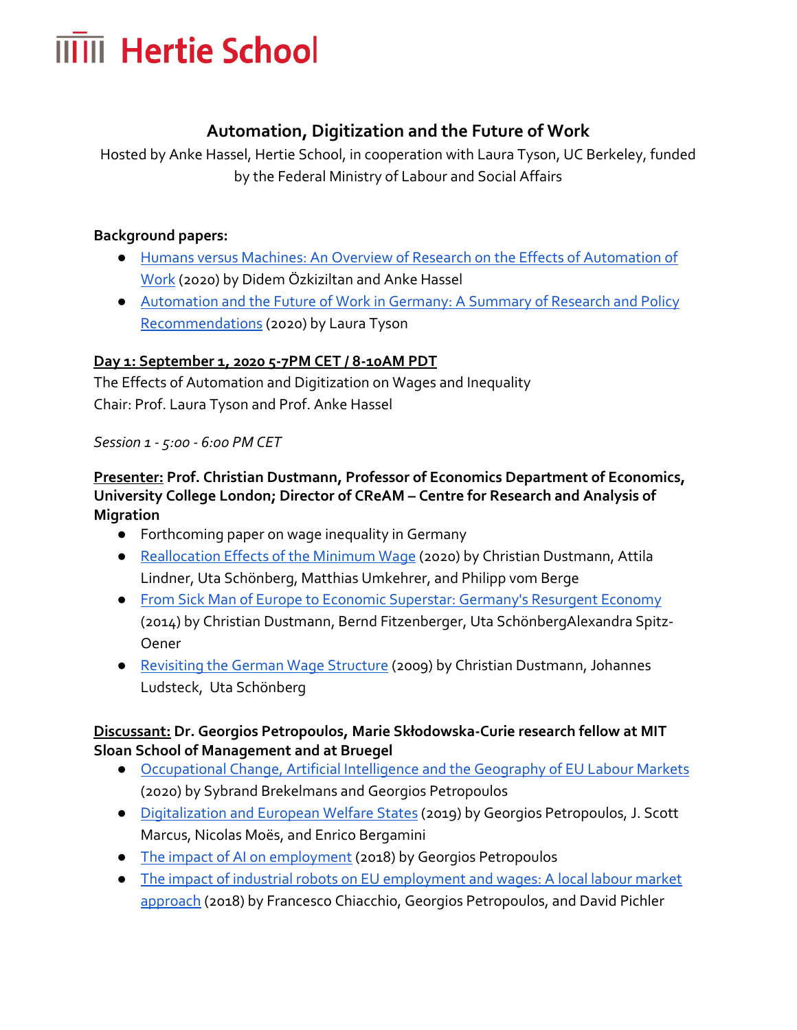# Hertie School

## Automation, Digitization and the Future of Work

Hosted by Anke Hassel, Hertie School, in cooperation with Laura Tyson, UC Berkeley, funded by the Federal Ministry of Labour and Social Affairs

**Background papers:**

- [Humans versus Machines: An Overview of Research on the Effects of Automation of Work]() (2020) by Didem Özkiziltan and Anke Hassel
- [Automation and the Future of Work in Germany: A Summary of Research and Policy Recommendations]() (2020) by Laura Tyson

**Day 1: September 1, 2020 5-7PM CET / 8-10AM PDT**

The Effects of Automation and Digitization on Wages and Inequality

Chair: Prof. Laura Tyson and Prof. Anke Hassel

*Session 1 - 5:00 - 6:00 PM CET*

**Presenter: Prof. Christian Dustmann, Professor of Economics Department of Economics, University College London; Director of CReAM – Centre for Research and Analysis of Migration**

- Forthcoming paper on wage inequality in Germany
- [Reallocation Effects of the Minimum Wage]() (2020) by Christian Dustmann, Attila Lindner, Uta Schönberg, Matthias Umkehrer, and Philipp vom Berge
- [From Sick Man of Europe to Economic Superstar: Germany's Resurgent Economy]() (2014) by Christian Dustmann, Bernd Fitzenberger, Uta SchönbergAlexandra Spitz-Oener
- [Revisiting the German Wage Structure]() (2009) by Christian Dustmann, Johannes Ludsteck, Uta Schönberg

**Discussant: Dr. Georgios Petropoulos, Marie Skłodowska-Curie research fellow at MIT Sloan School of Management and at Bruegel**

- [Occupational Change, Artificial Intelligence and the Geography of EU Labour Markets]() (2020) by Sybrand Brekelmans and Georgios Petropoulos
- [Digitalization and European Welfare States]() (2019) by Georgios Petropoulos, J. Scott Marcus, Nicolas Moës, and Enrico Bergamini
- [The impact of AI on employment]() (2018) by Georgios Petropoulos
- [The impact of industrial robots on EU employment and wages: A local labour market approach]() (2018) by Francesco Chiacchio, Georgios Petropoulos, and David Pichler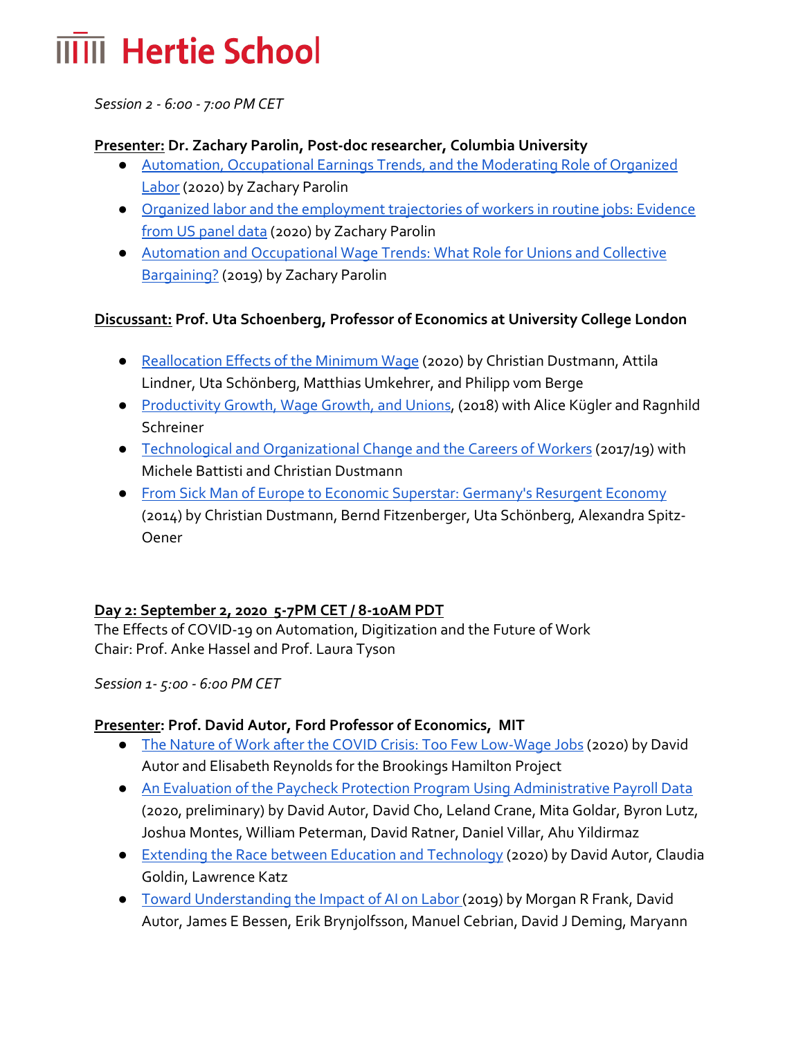*Session 2 - 6:00 - 7:00 PM CET*

**Presenter: Dr. Zachary Parolin, Post-doc researcher, Columbia University**

- Automation, Occupational Earnings Trends, and the Moderating Role of Organized Labor (2020) by Zachary Parolin
- Organized labor and the employment trajectories of workers in routine jobs: Evidence from US panel data (2020) by Zachary Parolin
- Automation and Occupational Wage Trends: What Role for Unions and Collective Bargaining? (2019) by Zachary Parolin

**Discussant: Prof. Uta Schoenberg, Professor of Economics at University College London**

- Reallocation Effects of the Minimum Wage (2020) by Christian Dustmann, Attila Lindner, Uta Schönberg, Matthias Umkehrer, and Philipp vom Berge
- Productivity Growth, Wage Growth, and Unions, (2018) with Alice Kügler and Ragnhild Schreiner
- Technological and Organizational Change and the Careers of Workers (2017/19) with Michele Battisti and Christian Dustmann
- From Sick Man of Europe to Economic Superstar: Germany's Resurgent Economy (2014) by Christian Dustmann, Bernd Fitzenberger, Uta Schönberg, Alexandra Spitz-Oener

**Day 2: September 2, 2020 5-7PM CET / 8-10AM PDT**

The Effects of COVID-19 on Automation, Digitization and the Future of Work
Chair: Prof. Anke Hassel and Prof. Laura Tyson

*Session 1- 5:00 - 6:00 PM CET*

**Presenter: Prof. David Autor, Ford Professor of Economics, MIT**

- The Nature of Work after the COVID Crisis: Too Few Low-Wage Jobs (2020) by David Autor and Elisabeth Reynolds for the Brookings Hamilton Project
- An Evaluation of the Paycheck Protection Program Using Administrative Payroll Data (2020, preliminary) by David Autor, David Cho, Leland Crane, Mita Goldar, Byron Lutz, Joshua Montes, William Peterman, David Ratner, Daniel Villar, Ahu Yildirmaz
- Extending the Race between Education and Technology (2020) by David Autor, Claudia Goldin, Lawrence Katz
- Toward Understanding the Impact of AI on Labor (2019) by Morgan R Frank, David Autor, James E Bessen, Erik Brynjolfsson, Manuel Cebrian, David J Deming, Maryann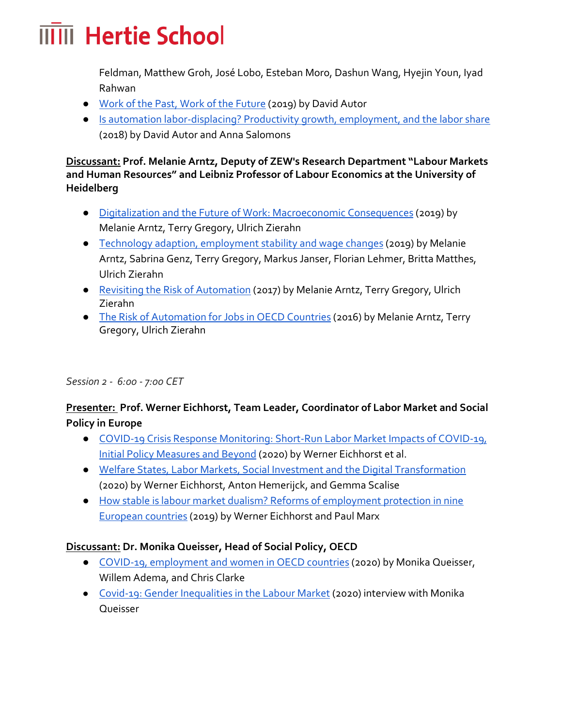Feldman, Matthew Groh, José Lobo, Esteban Moro, Dashun Wang, Hyejin Youn, Iyad Rahwan

- Work of the Past, Work of the Future (2019) by David Autor
- Is automation labor-displacing? Productivity growth, employment, and the labor share (2018) by David Autor and Anna Salomons

**Discussant: Prof. Melanie Arntz, Deputy of ZEW's Research Department "Labour Markets and Human Resources" and Leibniz Professor of Labour Economics at the University of Heidelberg**

- Digitalization and the Future of Work: Macroeconomic Consequences (2019) by Melanie Arntz, Terry Gregory, Ulrich Zierahn
- Technology adaption, employment stability and wage changes (2019) by Melanie Arntz, Sabrina Genz, Terry Gregory, Markus Janser, Florian Lehmer, Britta Matthes, Ulrich Zierahn
- Revisiting the Risk of Automation (2017) by Melanie Arntz, Terry Gregory, Ulrich Zierahn
- The Risk of Automation for Jobs in OECD Countries (2016) by Melanie Arntz, Terry Gregory, Ulrich Zierahn

*Session 2 - 6:00 - 7:00 CET*

**Presenter: Prof. Werner Eichhorst, Team Leader, Coordinator of Labor Market and Social Policy in Europe**

- COVID-19 Crisis Response Monitoring: Short-Run Labor Market Impacts of COVID-19, Initial Policy Measures and Beyond (2020) by Werner Eichhorst et al.
- Welfare States, Labor Markets, Social Investment and the Digital Transformation (2020) by Werner Eichhorst, Anton Hemerijck, and Gemma Scalise
- How stable is labour market dualism? Reforms of employment protection in nine European countries (2019) by Werner Eichhorst and Paul Marx

**Discussant: Dr. Monika Queisser, Head of Social Policy, OECD**

- COVID-19, employment and women in OECD countries (2020) by Monika Queisser, Willem Adema, and Chris Clarke
- Covid-19: Gender Inequalities in the Labour Market (2020) interview with Monika Queisser